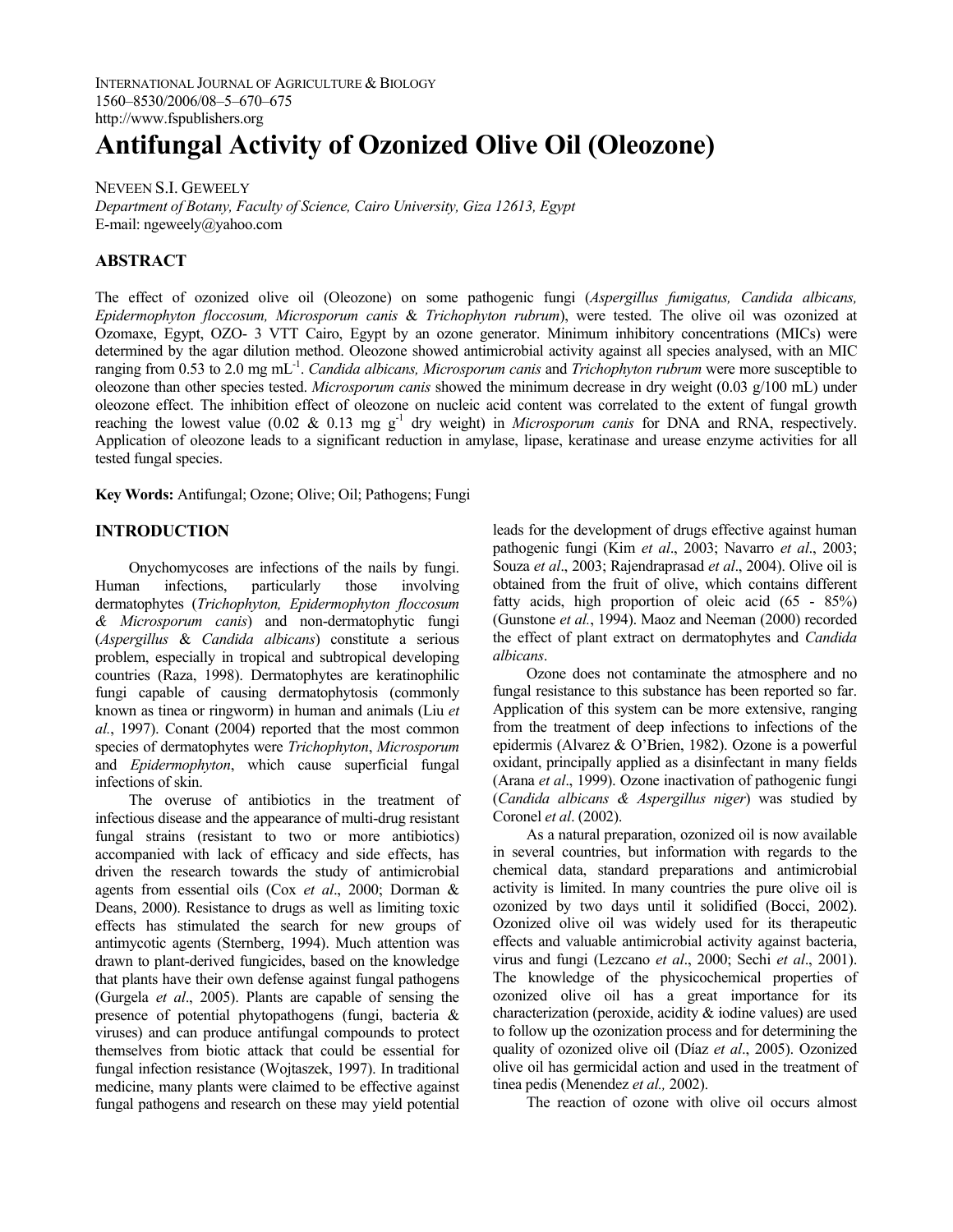# Antifungal Activity of Ozonized Olive Oil (Oleozone)

NEVEEN S.I. GEWEELY

*Department of Botany, Faculty of Science, Cairo University, Giza 12613, Egypt*
E-mail: ngeweely@yahoo.com

## ABSTRACT

The effect of ozonized olive oil (Oleozone) on some pathogenic fungi (*Aspergillus fumigatus, Candida albicans, Epidermophyton floccosum, Microsporum canis* & *Trichophyton rubrum*), were tested. The olive oil was ozonized at Ozomaxe, Egypt, OZO- 3 VTT Cairo, Egypt by an ozone generator. Minimum inhibitory concentrations (MICs) were determined by the agar dilution method. Oleozone showed antimicrobial activity against all species analysed, with an MIC ranging from 0.53 to 2.0 mg $mL^{-1}$. *Candida albicans, Microsporum canis* and *Trichophyton rubrum* were more susceptible to oleozone than other species tested. *Microsporum canis* showed the minimum decrease in dry weight (0.03 g/100 mL) under oleozone effect. The inhibition effect of oleozone on nucleic acid content was correlated to the extent of fungal growth reaching the lowest value (0.02 & 0.13 mg $g^{-1}$ dry weight) in *Microsporum canis* for DNA and RNA, respectively. Application of oleozone leads to a significant reduction in amylase, lipase, keratinase and urease enzyme activities for all tested fungal species.

**Key Words:** Antifungal; Ozone; Olive; Oil; Pathogens; Fungi

## INTRODUCTION

Onychomycoses are infections of the nails by fungi. Human infections, particularly those involving dermatophytes (*Trichophyton, Epidermophyton floccosum & Microsporum canis*) and non-dermatophytic fungi (*Aspergillus* & *Candida albicans*) constitute a serious problem, especially in tropical and subtropical developing countries (Raza, 1998). Dermatophytes are keratinophilic fungi capable of causing dermatophytosis (commonly known as tinea or ringworm) in human and animals (Liu *et al*., 1997). Conant (2004) reported that the most common species of dermatophytes were *Trichophyton*, *Microsporum* and *Epidermophyton*, which cause superficial fungal infections of skin.

The overuse of antibiotics in the treatment of infectious disease and the appearance of multi-drug resistant fungal strains (resistant to two or more antibiotics) accompanied with lack of efficacy and side effects, has driven the research towards the study of antimicrobial agents from essential oils (Cox *et al*., 2000; Dorman & Deans, 2000). Resistance to drugs as well as limiting toxic effects has stimulated the search for new groups of antimycotic agents (Sternberg, 1994). Much attention was drawn to plant-derived fungicides, based on the knowledge that plants have their own defense against fungal pathogens (Gurgela *et al*., 2005). Plants are capable of sensing the presence of potential phytopathogens (fungi, bacteria & viruses) and can produce antifungal compounds to protect themselves from biotic attack that could be essential for fungal infection resistance (Wojtaszek, 1997). In traditional medicine, many plants were claimed to be effective against fungal pathogens and research on these may yield potential leads for the development of drugs effective against human pathogenic fungi (Kim *et al*., 2003; Navarro *et al*., 2003; Souza *et al*., 2003; Rajendraprasad *et al*., 2004). Olive oil is obtained from the fruit of olive, which contains different fatty acids, high proportion of oleic acid (65 - 85%) (Gunstone *et al.*, 1994). Maoz and Neeman (2000) recorded the effect of plant extract on dermatophytes and *Candida albicans*.

Ozone does not contaminate the atmosphere and no fungal resistance to this substance has been reported so far. Application of this system can be more extensive, ranging from the treatment of deep infections to infections of the epidermis (Alvarez & O'Brien, 1982). Ozone is a powerful oxidant, principally applied as a disinfectant in many fields (Arana *et al*., 1999). Ozone inactivation of pathogenic fungi (*Candida albicans & Aspergillus niger*) was studied by Coronel *et al*. (2002).

As a natural preparation, ozonized oil is now available in several countries, but information with regards to the chemical data, standard preparations and antimicrobial activity is limited. In many countries the pure olive oil is ozonized by two days until it solidified (Bocci, 2002). Ozonized olive oil was widely used for its therapeutic effects and valuable antimicrobial activity against bacteria, virus and fungi (Lezcano *et al*., 2000; Sechi *et al*., 2001). The knowledge of the physicochemical properties of ozonized olive oil has a great importance for its characterization (peroxide, acidity & iodine values) are used to follow up the ozonization process and for determining the quality of ozonized olive oil (Díaz *et al*., 2005). Ozonized olive oil has germicidal action and used in the treatment of tinea pedis (Menendez *et al.,* 2002).

The reaction of ozone with olive oil occurs almost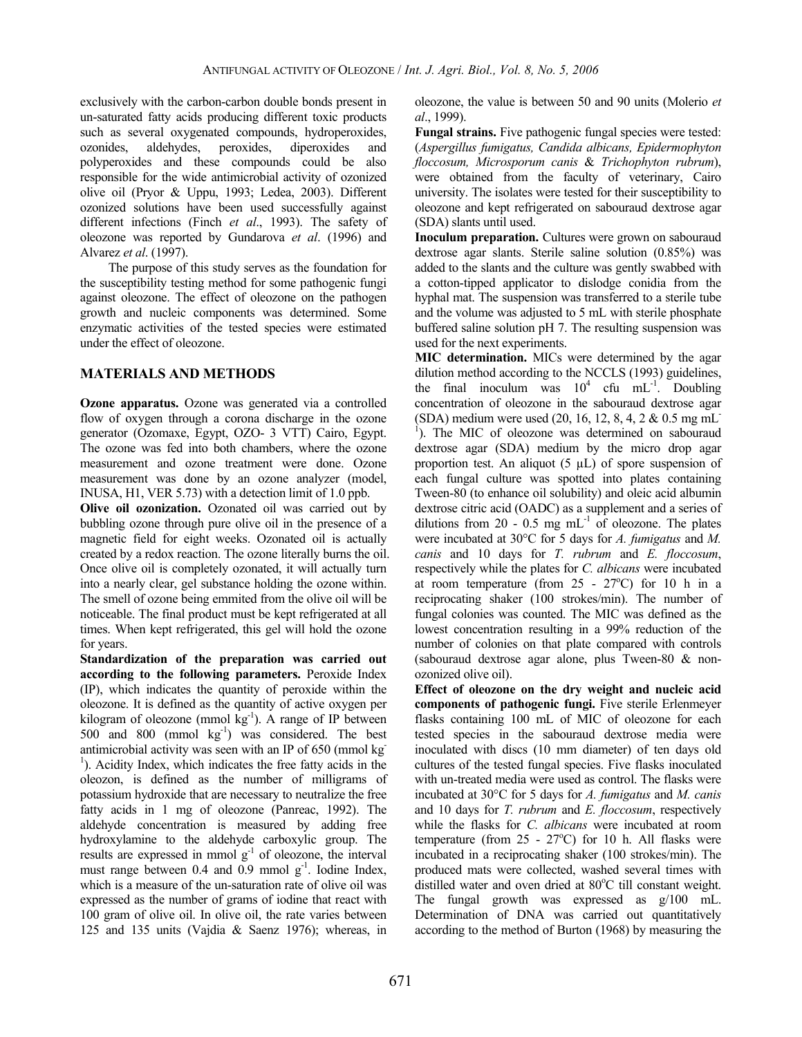exclusively with the carbon-carbon double bonds present in un-saturated fatty acids producing different toxic products such as several oxygenated compounds, hydroperoxides, ozonides, aldehydes, peroxides, diperoxides and polyperoxides and these compounds could be also responsible for the wide antimicrobial activity of ozonized olive oil (Pryor & Uppu, 1993; Ledea, 2003). Different ozonized solutions have been used successfully against different infections (Finch *et al*., 1993). The safety of oleozone was reported by Gundarova *et al*. (1996) and Alvarez *et al*. (1997).

The purpose of this study serves as the foundation for the susceptibility testing method for some pathogenic fungi against oleozone. The effect of oleozone on the pathogen growth and nucleic components was determined. Some enzymatic activities of the tested species were estimated under the effect of oleozone.

## MATERIALS AND METHODS

**Ozone apparatus.** Ozone was generated via a controlled flow of oxygen through a corona discharge in the ozone generator (Ozomaxe, Egypt, OZO- 3 VTT) Cairo, Egypt. The ozone was fed into both chambers, where the ozone measurement and ozone treatment were done. Ozone measurement was done by an ozone analyzer (model, INUSA, H1, VER 5.73) with a detection limit of 1.0 ppb.

**Olive oil ozonization.** Ozonated oil was carried out by bubbling ozone through pure olive oil in the presence of a magnetic field for eight weeks. Ozonated oil is actually created by a redox reaction. The ozone literally burns the oil. Once olive oil is completely ozonated, it will actually turn into a nearly clear, gel substance holding the ozone within. The smell of ozone being emmited from the olive oil will be noticeable. The final product must be kept refrigerated at all times. When kept refrigerated, this gel will hold the ozone for years.

**Standardization of the preparation was carried out according to the following parameters.** Peroxide Index (IP), which indicates the quantity of peroxide within the oleozone. It is defined as the quantity of active oxygen per kilogram of oleozone (mmol $kg^{-1}$). A range of IP between 500 and 800 (mmol $kg^{-1}$) was considered. The best antimicrobial activity was seen with an IP of 650 (mmol $kg^{-1}$). Acidity Index, which indicates the free fatty acids in the oleozon, is defined as the number of milligrams of potassium hydroxide that are necessary to neutralize the free fatty acids in 1 mg of oleozone (Panreac, 1992). The aldehyde concentration is measured by adding free hydroxylamine to the aldehyde carboxylic group. The results are expressed in mmol $g^{-1}$ of oleozone, the interval must range between 0.4 and 0.9 mmol $g^{-1}$. Iodine Index, which is a measure of the un-saturation rate of olive oil was expressed as the number of grams of iodine that react with 100 gram of olive oil. In olive oil, the rate varies between 125 and 135 units (Vajdia & Saenz 1976); whereas, in oleozone, the value is between 50 and 90 units (Molerio *et al*., 1999).

**Fungal strains.** Five pathogenic fungal species were tested: (*Aspergillus fumigatus, Candida albicans, Epidermophyton floccosum, Microsporum canis* & *Trichophyton rubrum*), were obtained from the faculty of veterinary, Cairo university. The isolates were tested for their susceptibility to oleozone and kept refrigerated on sabouraud dextrose agar (SDA) slants until used.

**Inoculum preparation.** Cultures were grown on sabouraud dextrose agar slants. Sterile saline solution (0.85%) was added to the slants and the culture was gently swabbed with a cotton-tipped applicator to dislodge conidia from the hyphal mat. The suspension was transferred to a sterile tube and the volume was adjusted to 5 mL with sterile phosphate buffered saline solution pH 7. The resulting suspension was used for the next experiments.

**MIC determination.** MICs were determined by the agar dilution method according to the NCCLS (1993) guidelines, the final inoculum was $10^4$ cfu $mL^{-1}$. Doubling concentration of oleozone in the sabouraud dextrose agar (SDA) medium were used (20, 16, 12, 8, 4, 2 & 0.5 mg $mL^{-1}$). The MIC of oleozone was determined on sabouraud dextrose agar (SDA) medium by the micro drop agar proportion test. An aliquot (5 μL) of spore suspension of each fungal culture was spotted into plates containing Tween-80 (to enhance oil solubility) and oleic acid albumin dextrose citric acid (OADC) as a supplement and a series of dilutions from 20 - 0.5 mg $mL^{-1}$ of oleozone. The plates were incubated at 30°C for 5 days for *A. fumigatus* and *M. canis* and 10 days for *T. rubrum* and *E. floccosum*, respectively while the plates for *C. albicans* were incubated at room temperature (from 25 - 27°C) for 10 h in a reciprocating shaker (100 strokes/min). The number of fungal colonies was counted. The MIC was defined as the lowest concentration resulting in a 99% reduction of the number of colonies on that plate compared with controls (sabouraud dextrose agar alone, plus Tween-80 & non-ozonized olive oil).

**Effect of oleozone on the dry weight and nucleic acid components of pathogenic fungi.** Five sterile Erlenmeyer flasks containing 100 mL of MIC of oleozone for each tested species in the sabouraud dextrose media were inoculated with discs (10 mm diameter) of ten days old cultures of the tested fungal species. Five flasks inoculated with un-treated media were used as control. The flasks were incubated at 30°C for 5 days for *A. fumigatus* and *M. canis* and 10 days for *T. rubrum* and *E. floccosum*, respectively while the flasks for *C. albicans* were incubated at room temperature (from 25 - 27°C) for 10 h. All flasks were incubated in a reciprocating shaker (100 strokes/min). The produced mats were collected, washed several times with distilled water and oven dried at 80°C till constant weight. The fungal growth was expressed as g/100 mL. Determination of DNA was carried out quantitatively according to the method of Burton (1968) by measuring the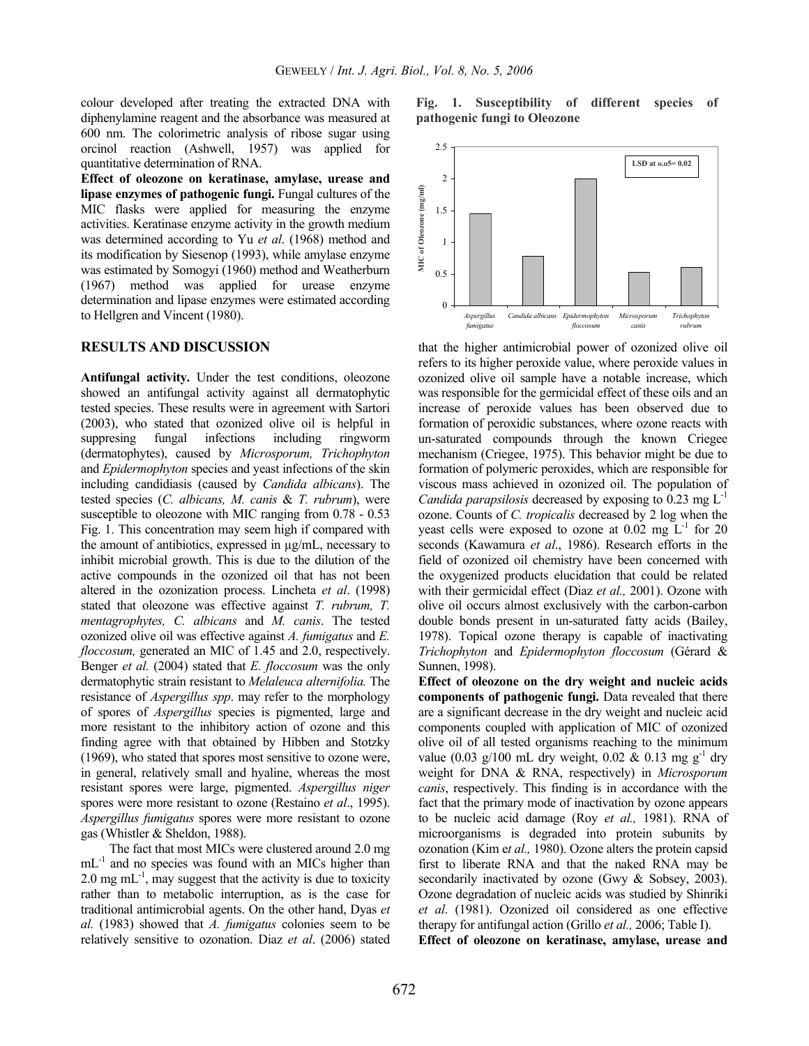colour developed after treating the extracted DNA with diphenylamine reagent and the absorbance was measured at 600 nm. The colorimetric analysis of ribose sugar using orcinol reaction (Ashwell, 1957) was applied for quantitative determination of RNA.

**Effect of oleozone on keratinase, amylase, urease and lipase enzymes of pathogenic fungi.** Fungal cultures of the MIC flasks were applied for measuring the enzyme activities. Keratinase enzyme activity in the growth medium was determined according to Yu *et al*. (1968) method and its modification by Siesenop (1993), while amylase enzyme was estimated by Somogyi (1960) method and Weatherburn (1967) method was applied for urease enzyme determination and lipase enzymes were estimated according to Hellgren and Vincent (1980).

## RESULTS AND DISCUSSION

**Antifungal activity.** Under the test conditions, oleozone showed an antifungal activity against all dermatophytic tested species. These results were in agreement with Sartori (2003), who stated that ozonized olive oil is helpful in suppresing fungal infections including ringworm (dermatophytes), caused by *Microsporum, Trichophyton* and *Epidermophyton* species and yeast infections of the skin including candidiasis (caused by *Candida albicans*). The tested species (*C. albicans, M. canis* & *T. rubrum*), were susceptible to oleozone with MIC ranging from 0.78 - 0.53 Fig. 1. This concentration may seem high if compared with the amount of antibiotics, expressed in µg/mL, necessary to inhibit microbial growth. This is due to the dilution of the active compounds in the ozonized oil that has not been altered in the ozonization process. Lincheta *et al*. (1998) stated that oleozone was effective against *T. rubrum, T. mentagrophytes, C. albicans* and *M. canis*. The tested ozonized olive oil was effective against *A. fumigatus* and *E. floccosum,* generated an MIC of 1.45 and 2.0, respectively. Benger *et al.* (2004) stated that *E. floccosum* was the only dermatophytic strain resistant to *Melaleuca alternifolia.* The resistance of *Aspergillus spp*. may refer to the morphology of spores of *Aspergillus* species is pigmented, large and more resistant to the inhibitory action of ozone and this finding agree with that obtained by Hibben and Stotzky (1969), who stated that spores most sensitive to ozone were, in general, relatively small and hyaline, whereas the most resistant spores were large, pigmented. *Aspergillus niger* spores were more resistant to ozone (Restaino *et al*., 1995). *Aspergillus fumigatus* spores were more resistant to ozone gas (Whistler & Sheldon, 1988).

The fact that most MICs were clustered around 2.0 mg $mL^{-1}$ and no species was found with an MICs higher than 2.0 mg $mL^{-1}$, may suggest that the activity is due to toxicity rather than to metabolic interruption, as is the case for traditional antimicrobial agents. On the other hand, Dyas *et al.* (1983) showed that *A. fumigatus* colonies seem to be relatively sensitive to ozonation. Diaz *et al*. (2006) stated that the higher antimicrobial power of ozonized olive oil refers to its higher peroxide value, where peroxide values in ozonized olive oil sample have a notable increase, which was responsible for the germicidal effect of these oils and an increase of peroxide values has been observed due to formation of peroxidic substances, where ozone reacts with un-saturated compounds through the known Criegee mechanism (Criegee, 1975). This behavior might be due to formation of polymeric peroxides, which are responsible for viscous mass achieved in ozonized oil. The population of *Candida parapsilosis* decreased by exposing to 0.23 mg $L^{-1}$ ozone. Counts of *C. tropicalis* decreased by 2 log when the yeast cells were exposed to ozone at 0.02 mg $L^{-1}$ for 20 seconds (Kawamura *et al*., 1986). Research efforts in the field of ozonized oil chemistry have been concerned with the oxygenized products elucidation that could be related with their germicidal effect (Diaz *et al.,* 2001). Ozone with olive oil occurs almost exclusively with the carbon-carbon double bonds present in un-saturated fatty acids (Bailey, 1978). Topical ozone therapy is capable of inactivating *Trichophyton* and *Epidermophyton floccosum* (Gérard & Sunnen, 1998).

**Fig. 1. Susceptibility of different species of pathogenic fungi to Oleozone**

| Species | MIC of Oleozone (mg/ml) |
|---|---|
| *Aspergillus fumigatus* | 1.45 |
| *Candida albicans* | 0.78 |
| *Epidermophyton floccosum* | 2.0 |
| *Microsporum canis* | 0.53 |
| *Trichophyton rubrum* | 0.6 |

LSD at 0.05 = 0.02

**Effect of oleozone on the dry weight and nucleic acids components of pathogenic fungi.** Data revealed that there are a significant decrease in the dry weight and nucleic acid components coupled with application of MIC of ozonized olive oil of all tested organisms reaching to the minimum value (0.03 g/100 mL dry weight, 0.02 & 0.13 mg $g^{-1}$ dry weight for DNA & RNA, respectively) in *Microsporum canis*, respectively. This finding is in accordance with the fact that the primary mode of inactivation by ozone appears to be nucleic acid damage (Roy *et al.,* 1981). RNA of microorganisms is degraded into protein subunits by ozonation (Kim e*t al.,* 1980). Ozone alters the protein capsid first to liberate RNA and that the naked RNA may be secondarily inactivated by ozone (Gwy & Sobsey, 2003). Ozone degradation of nucleic acids was studied by Shinriki *et al*. (1981). Ozonized oil considered as one effective therapy for antifungal action (Grillo *et al.,* 2006; Table I).

**Effect of oleozone on keratinase, amylase, urease and**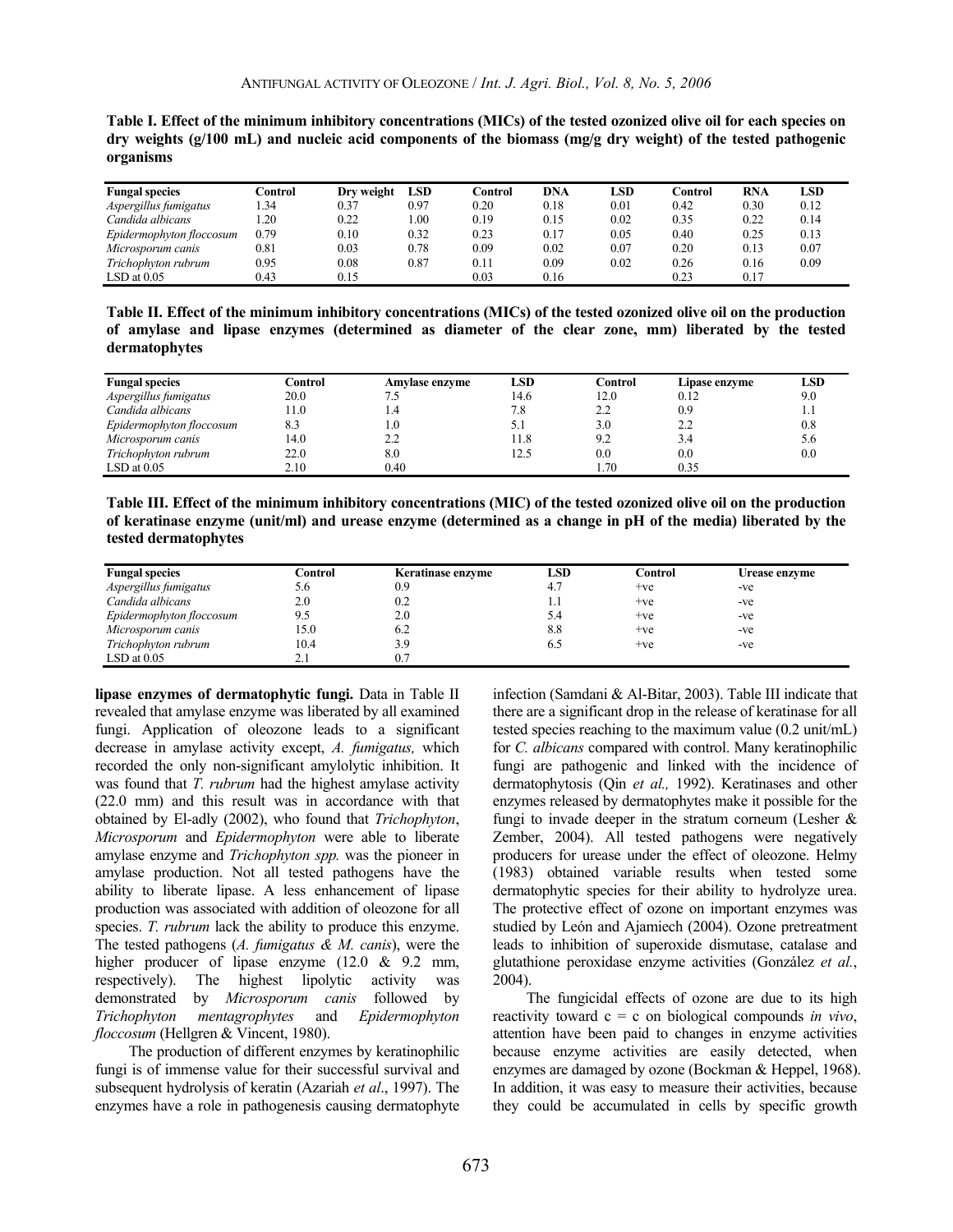**Table I. Effect of the minimum inhibitory concentrations (MICs) of the tested ozonized olive oil for each species on dry weights (g/100 mL) and nucleic acid components of the biomass (mg/g dry weight) of the tested pathogenic organisms**

| Fungal species | Control | Dry weight | LSD | Control | DNA | LSD | Control | RNA | LSD |
|---|---|---|---|---|---|---|---|---|---|
| *Aspergillus fumigatus* | 1.34 | 0.37 | 0.97 | 0.20 | 0.18 | 0.01 | 0.42 | 0.30 | 0.12 |
| *Candida albicans* | 1.20 | 0.22 | 1.00 | 0.19 | 0.15 | 0.02 | 0.35 | 0.22 | 0.14 |
| *Epidermophyton floccosum* | 0.79 | 0.10 | 0.32 | 0.23 | 0.17 | 0.05 | 0.40 | 0.25 | 0.13 |
| *Microsporum canis* | 0.81 | 0.03 | 0.78 | 0.09 | 0.02 | 0.07 | 0.20 | 0.13 | 0.07 |
| *Trichophyton rubrum* | 0.95 | 0.08 | 0.87 | 0.11 | 0.09 | 0.02 | 0.26 | 0.16 | 0.09 |
| LSD at 0.05 | 0.43 | 0.15 | | 0.03 | 0.16 | | 0.23 | 0.17 | |

**Table II. Effect of the minimum inhibitory concentrations (MICs) of the tested ozonized olive oil on the production of amylase and lipase enzymes (determined as diameter of the clear zone, mm) liberated by the tested dermatophytes**

| Fungal species | Control | Amylase enzyme | LSD | Control | Lipase enzyme | LSD |
|---|---|---|---|---|---|---|
| *Aspergillus fumigatus* | 20.0 | 7.5 | 14.6 | 12.0 | 0.12 | 9.0 |
| *Candida albicans* | 11.0 | 1.4 | 7.8 | 2.2 | 0.9 | 1.1 |
| *Epidermophyton floccosum* | 8.3 | 1.0 | 5.1 | 3.0 | 2.2 | 0.8 |
| *Microsporum canis* | 14.0 | 2.2 | 11.8 | 9.2 | 3.4 | 5.6 |
| *Trichophyton rubrum* | 22.0 | 8.0 | 12.5 | 0.0 | 0.0 | 0.0 |
| LSD at 0.05 | 2.10 | 0.40 | | 1.70 | 0.35 | |

**Table III. Effect of the minimum inhibitory concentrations (MIC) of the tested ozonized olive oil on the production of keratinase enzyme (unit/ml) and urease enzyme (determined as a change in pH of the media) liberated by the tested dermatophytes**

| Fungal species | Control | Keratinase enzyme | LSD | Control | Urease enzyme |
|---|---|---|---|---|---|
| *Aspergillus fumigatus* | 5.6 | 0.9 | 4.7 | +ve | -ve |
| *Candida albicans* | 2.0 | 0.2 | 1.1 | +ve | -ve |
| *Epidermophyton floccosum* | 9.5 | 2.0 | 5.4 | +ve | -ve |
| *Microsporum canis* | 15.0 | 6.2 | 8.8 | +ve | -ve |
| *Trichophyton rubrum* | 10.4 | 3.9 | 6.5 | +ve | -ve |
| LSD at 0.05 | 2.1 | 0.7 | | | |

**lipase enzymes of dermatophytic fungi.** Data in Table II revealed that amylase enzyme was liberated by all examined fungi. Application of oleozone leads to a significant decrease in amylase activity except, *A. fumigatus,* which recorded the only non-significant amylolytic inhibition. It was found that *T. rubrum* had the highest amylase activity (22.0 mm) and this result was in accordance with that obtained by El-adly (2002), who found that *Trichophyton*, *Microsporum* and *Epidermophyton* were able to liberate amylase enzyme and *Trichophyton spp.* was the pioneer in amylase production. Not all tested pathogens have the ability to liberate lipase. A less enhancement of lipase production was associated with addition of oleozone for all species. *T. rubrum* lack the ability to produce this enzyme. The tested pathogens (*A. fumigatus & M. canis*), were the higher producer of lipase enzyme (12.0 & 9.2 mm, respectively). The highest lipolytic activity was demonstrated by *Microsporum canis* followed by *Trichophyton mentagrophytes* and *Epidermophyton floccosum* (Hellgren & Vincent, 1980).

The production of different enzymes by keratinophilic fungi is of immense value for their successful survival and subsequent hydrolysis of keratin (Azariah *et al*., 1997). The enzymes have a role in pathogenesis causing dermatophyte infection (Samdani & Al-Bitar, 2003). Table III indicate that there are a significant drop in the release of keratinase for all tested species reaching to the maximum value (0.2 unit/mL) for *C. albicans* compared with control. Many keratinophilic fungi are pathogenic and linked with the incidence of dermatophytosis (Qin *et al.,* 1992). Keratinases and other enzymes released by dermatophytes make it possible for the fungi to invade deeper in the stratum corneum (Lesher & Zember, 2004). All tested pathogens were negatively producers for urease under the effect of oleozone. Helmy (1983) obtained variable results when tested some dermatophytic species for their ability to hydrolyze urea. The protective effect of ozone on important enzymes was studied by León and Ajamiech (2004). Ozone pretreatment leads to inhibition of superoxide dismutase, catalase and glutathione peroxidase enzyme activities (González *et al.*, 2004).

The fungicidal effects of ozone are due to its high reactivity toward c = c on biological compounds *in vivo*, attention have been paid to changes in enzyme activities because enzyme activities are easily detected, when enzymes are damaged by ozone (Bockman & Heppel, 1968). In addition, it was easy to measure their activities, because they could be accumulated in cells by specific growth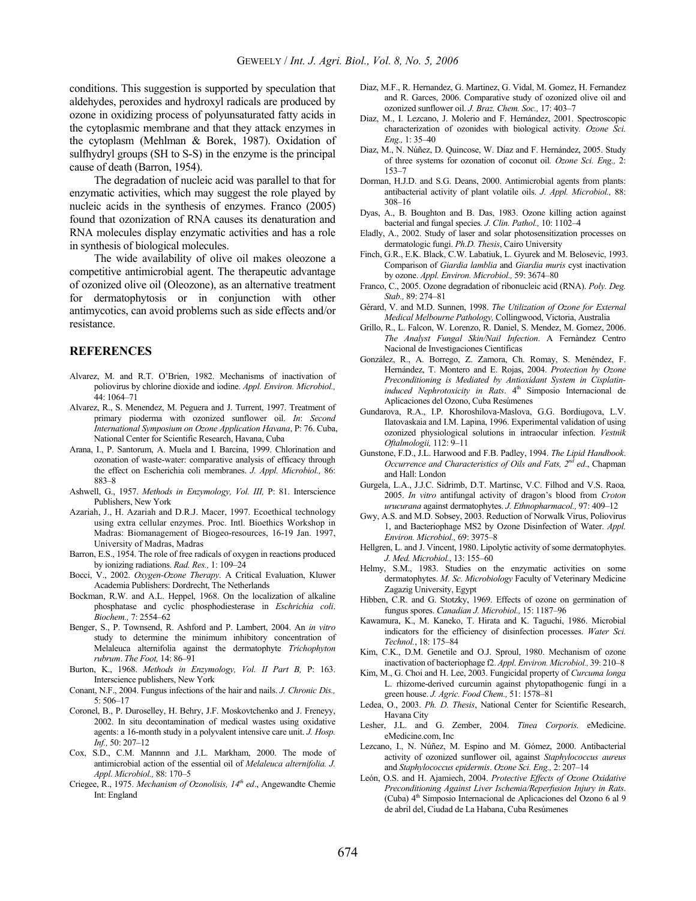conditions. This suggestion is supported by speculation that aldehydes, peroxides and hydroxyl radicals are produced by ozone in oxidizing process of polyunsaturated fatty acids in the cytoplasmic membrane and that they attack enzymes in the cytoplasm (Mehlman & Borek, 1987). Oxidation of sulfhydryl groups (SH to S-S) in the enzyme is the principal cause of death (Barron, 1954).

The degradation of nucleic acid was parallel to that for enzymatic activities, which may suggest the role played by nucleic acids in the synthesis of enzymes. Franco (2005) found that ozonization of RNA causes its denaturation and RNA molecules display enzymatic activities and has a role in synthesis of biological molecules.

The wide availability of olive oil makes oleozone a competitive antimicrobial agent. The therapeutic advantage of ozonized olive oil (Oleozone), as an alternative treatment for dermatophytosis or in conjunction with other antimycotics, can avoid problems such as side effects and/or resistance.

## REFERENCES

Alvarez, M. and R.T. O'Brien, 1982. Mechanisms of inactivation of poliovirus by chlorine dioxide and iodine. *Appl. Environ. Microbiol.,* 44: 1064–71

Alvarez, R., S. Menendez, M. Peguera and J. Turrent, 1997. Treatment of primary pioderma with ozonized sunflower oil. *In*: *Second International Symposium on Ozone Application Havana*, P: 76. Cuba, National Center for Scientific Research, Havana, Cuba

Arana, I., P. Santorum, A. Muela and I. Barcina, 1999. Chlorination and ozonation of waste-water: comparative analysis of efficacy through the effect on Escherichia coli membranes. *J. Appl. Microbiol.,* 86: 883–8

Ashwell, G., 1957. *Methods in Enzymology, Vol. III,* P: 81. Interscience Publishers, New York

Azariah, J., H. Azariah and D.R.J. Macer, 1997. Ecoethical technology using extra cellular enzymes. Proc. Intl. Bioethics Workshop in Madras: Biomanagement of Biogeo-resources, 16-19 Jan. 1997, University of Madras, Madras

Barron, E.S., 1954. The role of free radicals of oxygen in reactions produced by ionizing radiations. *Rad. Res.,* 1: 109–24

Bocci, V., 2002. *Oxygen-Ozone Therapy*. A Critical Evaluation, Kluwer Academia Publishers: Dordrecht, The Netherlands

Bockman, R.W. and A.L. Heppel, 1968. On the localization of alkaline phosphatase and cyclic phosphodiesterase in *Eschrichia coli*. *Biochem.,* 7: 2554–62

Benger, S., P. Townsend, R. Ashford and P. Lambert, 2004. An *in vitro* study to determine the minimum inhibitory concentration of Melaleuca alternifolia against the dermatophyte *Trichophyton rubrum*. *The Foot,* 14: 86–91

Burton, K., 1968. *Methods in Enzymology, Vol. II Part B,* P: 163. Interscience publishers, New York

Conant, N.F., 2004. Fungus infections of the hair and nails. *J. Chronic Dis.,* 5: 506–17

Coronel, B., P. Duroselley, H. Behry, J.F. Moskovtchenko and J. Freneyy, 2002. In situ decontamination of medical wastes using oxidative agents: a 16-month study in a polyvalent intensive care unit. *J. Hosp. Inf.,* 50: 207–12

Cox, S.D., C.M. Mannnn and J.L. Markham, 2000. The mode of antimicrobial action of the essential oil of *Melaleuca alternifolia. J. Appl. Microbiol.,* 88: 170–5

Criegee, R., 1975. *Mechanism of Ozonolisis, 14th ed*., Angewandte Chemie Int: England

Diaz, M.F., R. Hernandez, G. Martinez, G. Vidal, M. Gomez, H. Fernandez and R. Garces, 2006. Comparative study of ozonized olive oil and ozonized sunflower oil. *J. Braz. Chem. Soc.,* 17: 403–7

Diaz, M., I. Lezcano, J. Molerio and F. Hernández, 2001. Spectroscopic characterization of ozonides with biological activity. *Ozone Sci. Eng.,* 1: 35–40

Diaz, M., N. Núñez, D. Quincose, W. Díaz and F. Hernández, 2005. Study of three systems for ozonation of coconut oil*. Ozone Sci. Eng.,* 2: 153–7

Dorman, H.J.D. and S.G. Deans, 2000. Antimicrobial agents from plants: antibacterial activity of plant volatile oils. *J. Appl. Microbiol.,* 88: 308–16

Dyas, A., B. Boughton and B. Das, 1983. Ozone killing action against bacterial and fungal species*. J. Clin. Pathol.,* 10: 1102–4

Eladly, A., 2002. Study of laser and solar photosensitization processes on dermatologic fungi. *Ph.D. Thesis*, Cairo University

Finch, G.R., E.K. Black, C.W. Labatiuk, L. Gyurek and M. Belosevic, 1993. Comparison of *Giardia lamblia* and *Giardia muris* cyst inactivation by ozone. *Appl. Environ. Microbiol.,* 59: 3674–80

Franco, C., 2005. Ozone degradation of ribonucleic acid (RNA). *Poly. Deg. Stab.,* 89: 274–81

Gérard, V. and M.D. Sunnen, 1998. *The Utilization of Ozone for External Medical Melbourne Pathology,* Collingwood, Victoria, Australia

Grillo, R., L. Falcon, W. Lorenzo, R. Daniel, S. Mendez, M. Gomez, 2006. *The Analyst Fungal Skin/Nail Infection*. A Fernàndez Centro Nacional de Investigaciones Cientificas

González, R., A. Borrego, Z. Zamora, Ch. Romay, S. Menéndez, F. Hernández, T. Montero and E. Rojas, 2004. *Protection by Ozone Preconditioning is Mediated by Antioxidant System in Cisplatin-induced Nephrotoxicity in Rats*. 4th Simposio Internacional de Aplicaciones del Ozono, Cuba Resúmenes

Gundarova, R.A., I.P. Khoroshilova-Maslova, G.G. Bordiugova, L.V. Ilatovaskaia and I.M. Lapina, 1996. Experimental validation of using ozonized physiological solutions in intraocular infection. *Vestnik Oftalmologii,* 112: 9–11

Gunstone, F.D., J.L. Harwood and F.B. Padley, 1994. *The Lipid Handbook*. *Occurrence and Characteristics of Oils and Fats, 2nd ed*., Chapman and Hall: London

Gurgela, L.A., J.J.C. Sidrimb, D.T. Martinsc, V.C. Filhod and V.S. Raoa*,* 2005. *In vitro* antifungal activity of dragon's blood from *Croton urucurana* against dermatophytes. *J. Ethnopharmacol.,* 97: 409–12

Gwy, A.S. and M.D. Sobsey, 2003. Reduction of Norwalk Virus, Poliovirus 1, and Bacteriophage MS2 by Ozone Disinfection of Water. *Appl. Environ. Microbiol.,* 69: 3975–8

Hellgren, L. and J. Vincent, 1980. Lipolytic activity of some dermatophytes. *J. Med. Microbiol.*, 13: 155–60

Helmy, S.M., 1983. Studies on the enzymatic activities on some dermatophytes. *M. Sc. Microbiology* Faculty of Veterinary Medicine Zagazig University, Egypt

Hibben, C.R. and G. Stotzky, 1969. Effects of ozone on germination of fungus spores. *Canadian J. Microbiol.,* 15: 1187–96

Kawamura, K., M. Kaneko, T. Hirata and K. Taguchi, 1986. Microbial indicators for the efficiency of disinfection processes. *Water Sci. Technol.*, 18: 175–84

Kim, C.K., D.M. Genetile and O.J. Sproul, 1980. Mechanism of ozone inactivation of bacteriophage f2. *Appl. Environ. Microbiol.,* 39: 210–8

Kim, M., G. Choi and H. Lee, 2003. Fungicidal property of *Curcuma longa* L. rhizome-derived curcumin against phytopathogenic fungi in a green house. *J. Agric. Food Chem.,* 51: 1578–81

Ledea, O., 2003. *Ph. D. Thesis*, National Center for Scientific Research, Havana City

Lesher, J.L. and G. Zember, 2004. *Tinea Corporis.* eMedicine. eMedicine.com, Inc

Lezcano, I., N. Núñez, M. Espino and M. Gómez, 2000. Antibacterial activity of ozonized sunflower oil, against *Staphylococcus aureus* and *Staphylococcus epidermis*. *Ozone Sci. Eng.,* 2: 207–14

León, O.S. and H. Ajamiech, 2004. *Protective Effects of Ozone Oxidative Preconditioning Against Liver Ischemia/Reperfusion Injury in Rats*. (Cuba) 4th Simposio Internacional de Aplicaciones del Ozono 6 al 9 de abril del, Ciudad de La Habana, Cuba Resúmenes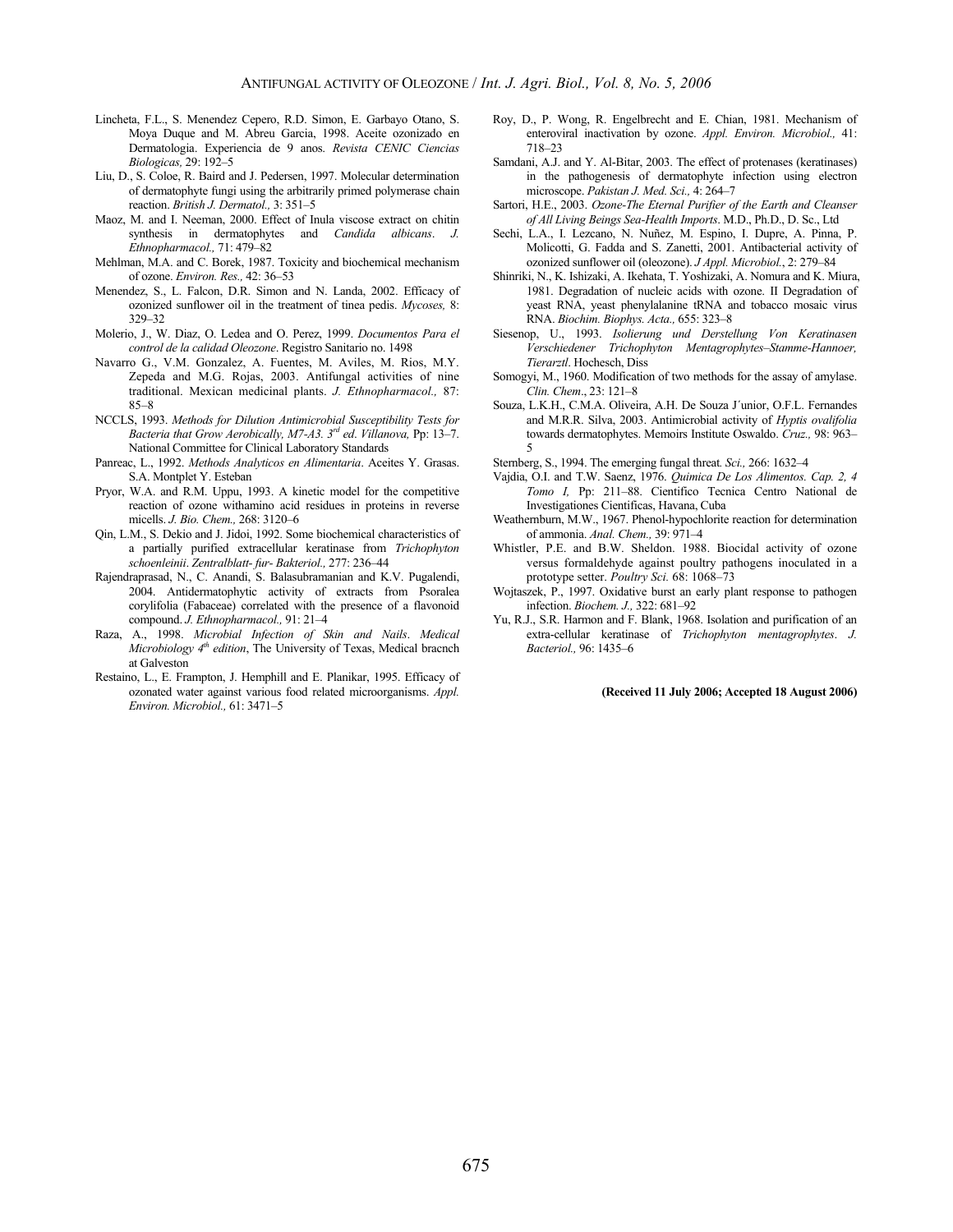Lincheta, F.L., S. Menendez Cepero, R.D. Simon, E. Garbayo Otano, S. Moya Duque and M. Abreu Garcia, 1998. Aceite ozonizado en Dermatologia. Experiencia de 9 anos. *Revista CENIC Ciencias Biologicas,* 29: 192–5

Liu, D., S. Coloe, R. Baird and J. Pedersen, 1997. Molecular determination of dermatophyte fungi using the arbitrarily primed polymerase chain reaction. *British J. Dermatol.,* 3: 351–5

Maoz, M. and I. Neeman, 2000. Effect of Inula viscose extract on chitin synthesis in dermatophytes and *Candida albicans*. *J. Ethnopharmacol.,* 71: 479–82

Mehlman, M.A. and C. Borek, 1987. Toxicity and biochemical mechanism of ozone. *Environ. Res.,* 42: 36–53

Menendez, S., L. Falcon, D.R. Simon and N. Landa, 2002. Efficacy of ozonized sunflower oil in the treatment of tinea pedis. *Mycoses,* 8: 329–32

Molerio, J., W. Diaz, O. Ledea and O. Perez, 1999. *Documentos Para el control de la calidad Oleozone*. Registro Sanitario no. 1498

Navarro G., V.M. Gonzalez, A. Fuentes, M. Aviles, M. Rios, M.Y. Zepeda and M.G. Rojas, 2003. Antifungal activities of nine traditional. Mexican medicinal plants. *J. Ethnopharmacol.,* 87: 85–8

NCCLS, 1993. *Methods for Dilution Antimicrobial Susceptibility Tests for Bacteria that Grow Aerobically, M7-A3. 3rd ed. Villanova,* Pp: 13–7. National Committee for Clinical Laboratory Standards

Panreac, L., 1992. *Methods Analyticos en Alimentaria*. Aceites Y. Grasas. S.A. Montplet Y. Esteban

Pryor, W.A. and R.M. Uppu, 1993. A kinetic model for the competitive reaction of ozone withamino acid residues in proteins in reverse micells. *J. Bio. Chem.,* 268: 3120–6

Qin, L.M., S. Dekio and J. Jidoi, 1992. Some biochemical characteristics of a partially purified extracellular keratinase from *Trichophyton schoenleinii*. *Zentralblatt- fur- Bakteriol.,* 277: 236–44

Rajendraprasad, N., C. Anandi, S. Balasubramanian and K.V. Pugalendi, 2004. Antidermatophytic activity of extracts from Psoralea corylifolia (Fabaceae) correlated with the presence of a flavonoid compound. *J. Ethnopharmacol.,* 91: 21–4

Raza, A., 1998. *Microbial Infection of Skin and Nails*. *Medical Microbiology 4th edition*, The University of Texas, Medical bracnch at Galveston

Restaino, L., E. Frampton, J. Hemphill and E. Planikar, 1995. Efficacy of ozonated water against various food related microorganisms. *Appl. Environ. Microbiol.,* 61: 3471–5

Roy, D., P. Wong, R. Engelbrecht and E. Chian, 1981. Mechanism of enteroviral inactivation by ozone. *Appl. Environ. Microbiol.,* 41: 718–23

Samdani, A.J. and Y. Al-Bitar, 2003. The effect of protenases (keratinases) in the pathogenesis of dermatophyte infection using electron microscope. *Pakistan J. Med. Sci.,* 4: 264–7

Sartori, H.E., 2003. *Ozone-The Eternal Purifier of the Earth and Cleanser of All Living Beings Sea-Health Imports*. M.D., Ph.D., D. Sc., Ltd

Sechi, L.A., I. Lezcano, N. Nuñez, M. Espino, I. Dupre, A. Pinna, P. Molicotti, G. Fadda and S. Zanetti, 2001. Antibacterial activity of ozonized sunflower oil (oleozone). *J Appl. Microbiol.*, 2: 279–84

Shinriki, N., K. Ishizaki, A. Ikehata, T. Yoshizaki, A. Nomura and K. Miura, 1981. Degradation of nucleic acids with ozone. II Degradation of yeast RNA, yeast phenylalanine tRNA and tobacco mosaic virus RNA. *Biochim. Biophys. Acta.,* 655: 323–8

Siesenop, U., 1993. *Isolierung und Derstellung Von Keratinasen Verschiedener Trichophyton Mentagrophytes–Stamme-Hannoer, Tierarztl*. Hochesch, Diss

Somogyi, M., 1960. Modification of two methods for the assay of amylase. *Clin. Chem*., 23: 121–8

Souza, L.K.H., C.M.A. Oliveira, A.H. De Souza J´unior, O.F.L. Fernandes and M.R.R. Silva, 2003. Antimicrobial activity of *Hyptis ovalifolia* towards dermatophytes. Memoirs Institute Oswaldo. *Cruz.,* 98: 963–5

Sternberg, S., 1994. The emerging fungal threat*. Sci.,* 266: 1632–4

Vajdia, O.I. and T.W. Saenz, 1976. *Quimica De Los Alimentos. Cap. 2, 4 Tomo I,* Pp: 211–88. Cientifico Tecnica Centro National de Investigationes Cientificas, Havana, Cuba

Weathernburn, M.W., 1967. Phenol-hypochlorite reaction for determination of ammonia. *Anal. Chem.,* 39: 971–4

Whistler, P.E. and B.W. Sheldon. 1988. Biocidal activity of ozone versus formaldehyde against poultry pathogens inoculated in a prototype setter. *Poultry Sci.* 68: 1068–73

Wojtaszek, P., 1997. Oxidative burst an early plant response to pathogen infection. *Biochem. J.,* 322: 681–92

Yu, R.J., S.R. Harmon and F. Blank, 1968. Isolation and purification of an extra-cellular keratinase of *Trichophyton mentagrophytes*. *J. Bacteriol.,* 96: 1435–6

**(Received 11 July 2006; Accepted 18 August 2006)**